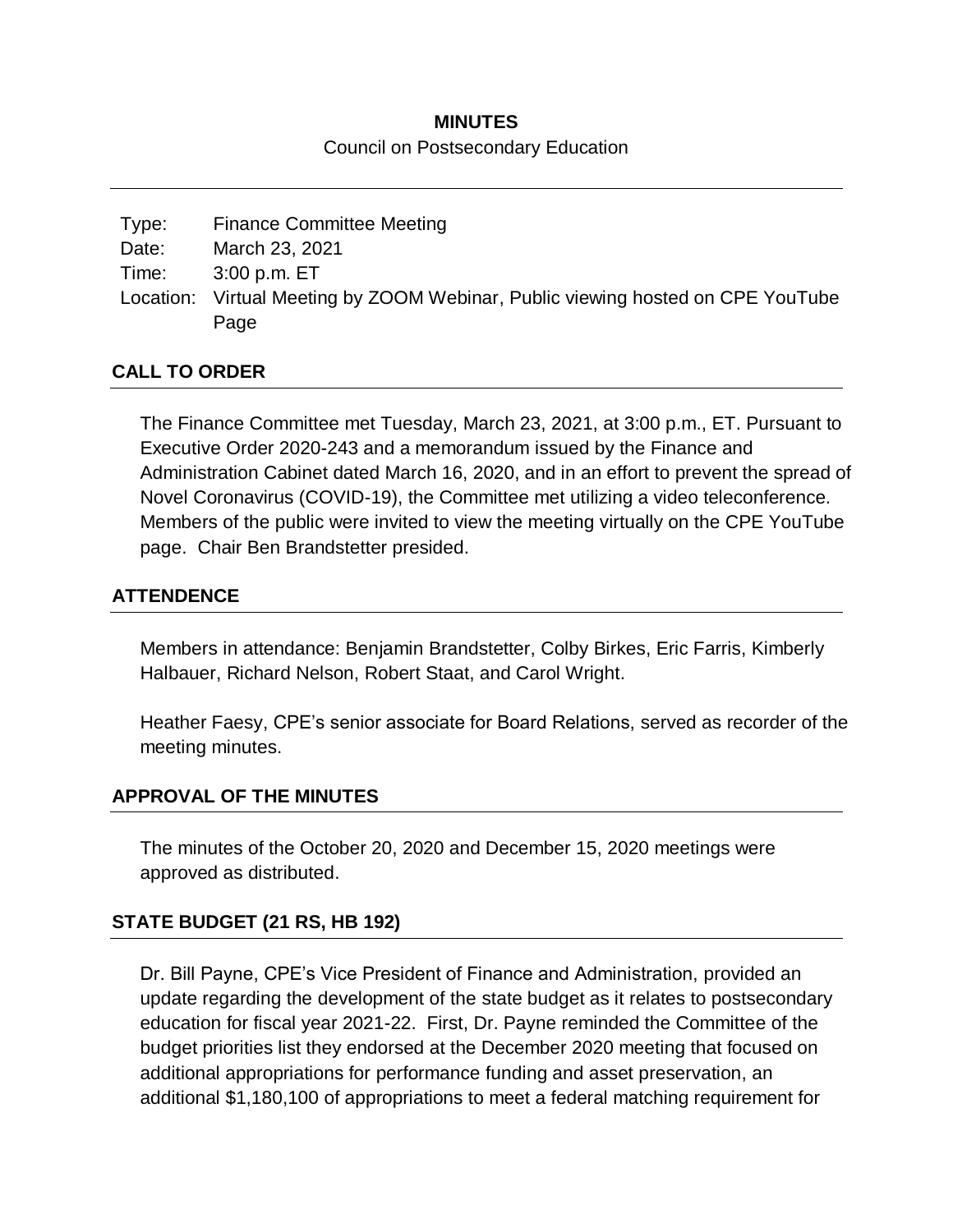# MINUTES

Council on Postsecondary Education

| Type: | Finance Committee Meeting |
|---|---|
| Date: | March 23, 2021 |
| Time: | 3:00 p.m. ET |
| Location: | Virtual Meeting by ZOOM Webinar, Public viewing hosted on CPE YouTube Page |

## CALL TO ORDER

The Finance Committee met Tuesday, March 23, 2021, at 3:00 p.m., ET. Pursuant to Executive Order 2020-243 and a memorandum issued by the Finance and Administration Cabinet dated March 16, 2020, and in an effort to prevent the spread of Novel Coronavirus (COVID-19), the Committee met utilizing a video teleconference. Members of the public were invited to view the meeting virtually on the CPE YouTube page. Chair Ben Brandstetter presided.

## ATTENDENCE

Members in attendance: Benjamin Brandstetter, Colby Birkes, Eric Farris, Kimberly Halbauer, Richard Nelson, Robert Staat, and Carol Wright.

Heather Faesy, CPE's senior associate for Board Relations, served as recorder of the meeting minutes.

## APPROVAL OF THE MINUTES

The minutes of the October 20, 2020 and December 15, 2020 meetings were approved as distributed.

## STATE BUDGET (21 RS, HB 192)

Dr. Bill Payne, CPE's Vice President of Finance and Administration, provided an update regarding the development of the state budget as it relates to postsecondary education for fiscal year 2021-22. First, Dr. Payne reminded the Committee of the budget priorities list they endorsed at the December 2020 meeting that focused on additional appropriations for performance funding and asset preservation, an additional $1,180,100 of appropriations to meet a federal matching requirement for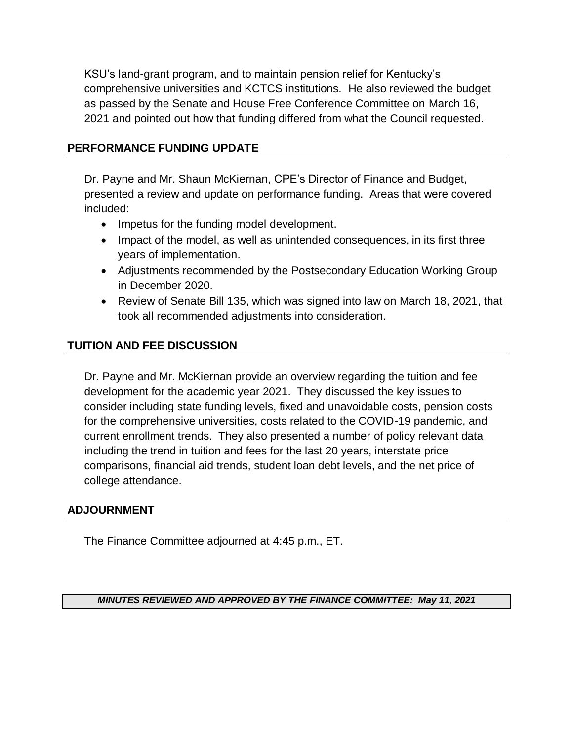KSU's land-grant program, and to maintain pension relief for Kentucky's comprehensive universities and KCTCS institutions. He also reviewed the budget as passed by the Senate and House Free Conference Committee on March 16, 2021 and pointed out how that funding differed from what the Council requested.

## PERFORMANCE FUNDING UPDATE

Dr. Payne and Mr. Shaun McKiernan, CPE's Director of Finance and Budget, presented a review and update on performance funding. Areas that were covered included:

- Impetus for the funding model development.
- Impact of the model, as well as unintended consequences, in its first three years of implementation.
- Adjustments recommended by the Postsecondary Education Working Group in December 2020.
- Review of Senate Bill 135, which was signed into law on March 18, 2021, that took all recommended adjustments into consideration.

## TUITION AND FEE DISCUSSION

Dr. Payne and Mr. McKiernan provide an overview regarding the tuition and fee development for the academic year 2021. They discussed the key issues to consider including state funding levels, fixed and unavoidable costs, pension costs for the comprehensive universities, costs related to the COVID-19 pandemic, and current enrollment trends. They also presented a number of policy relevant data including the trend in tuition and fees for the last 20 years, interstate price comparisons, financial aid trends, student loan debt levels, and the net price of college attendance.

## ADJOURNMENT

The Finance Committee adjourned at 4:45 p.m., ET.

***MINUTES REVIEWED AND APPROVED BY THE FINANCE COMMITTEE: May 11, 2021***